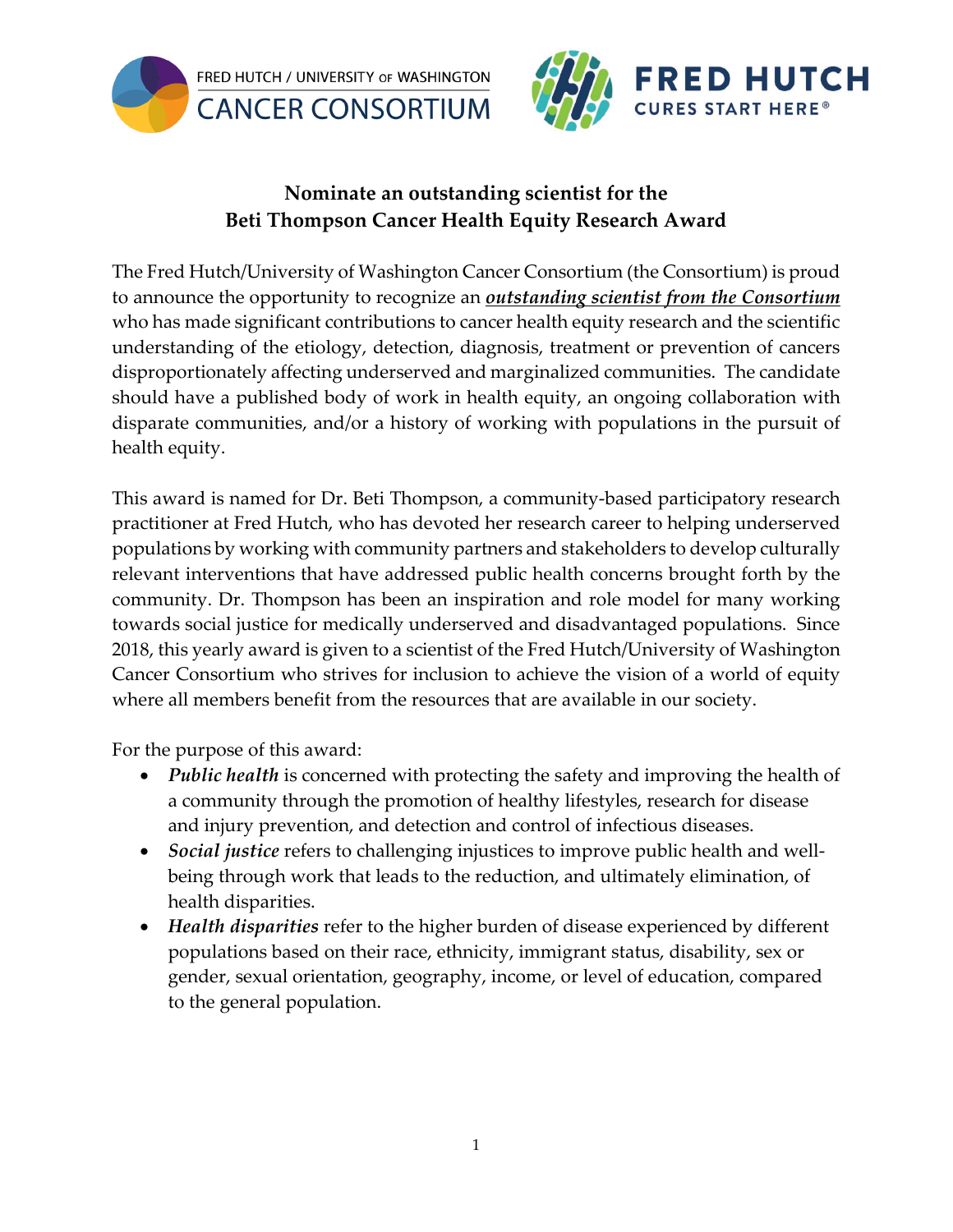**Nominate an outstanding scientist for the Beti Thompson Cancer Health Equity Research Award**

The Fred Hutch/University of Washington Cancer Consortium (the Consortium) is proud to announce the opportunity to recognize an ***outstanding scientist from the Consortium*** who has made significant contributions to cancer health equity research and the scientific understanding of the etiology, detection, diagnosis, treatment or prevention of cancers disproportionately affecting underserved and marginalized communities. The candidate should have a published body of work in health equity, an ongoing collaboration with disparate communities, and/or a history of working with populations in the pursuit of health equity.

This award is named for Dr. Beti Thompson, a community-based participatory research practitioner at Fred Hutch, who has devoted her research career to helping underserved populations by working with community partners and stakeholders to develop culturally relevant interventions that have addressed public health concerns brought forth by the community. Dr. Thompson has been an inspiration and role model for many working towards social justice for medically underserved and disadvantaged populations. Since 2018, this yearly award is given to a scientist of the Fred Hutch/University of Washington Cancer Consortium who strives for inclusion to achieve the vision of a world of equity where all members benefit from the resources that are available in our society.

For the purpose of this award:

- ***Public health*** is concerned with protecting the safety and improving the health of a community through the promotion of healthy lifestyles, research for disease and injury prevention, and detection and control of infectious diseases.
- ***Social justice*** refers to challenging injustices to improve public health and well-being through work that leads to the reduction, and ultimately elimination, of health disparities.
- ***Health disparities*** refer to the higher burden of disease experienced by different populations based on their race, ethnicity, immigrant status, disability, sex or gender, sexual orientation, geography, income, or level of education, compared to the general population.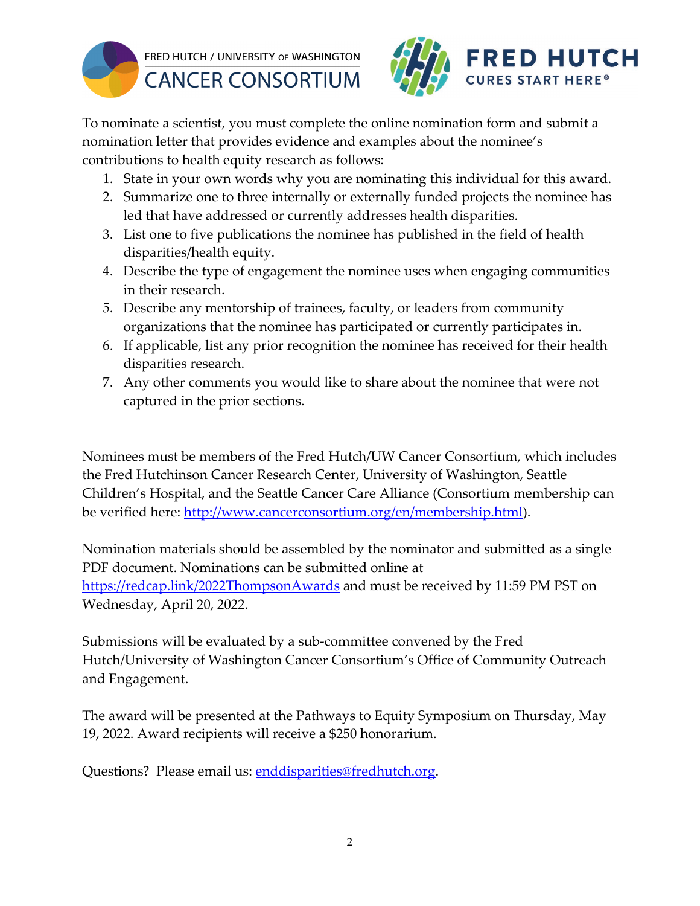To nominate a scientist, you must complete the online nomination form and submit a nomination letter that provides evidence and examples about the nominee's contributions to health equity research as follows:

1. State in your own words why you are nominating this individual for this award.
2. Summarize one to three internally or externally funded projects the nominee has led that have addressed or currently addresses health disparities.
3. List one to five publications the nominee has published in the field of health disparities/health equity.
4. Describe the type of engagement the nominee uses when engaging communities in their research.
5. Describe any mentorship of trainees, faculty, or leaders from community organizations that the nominee has participated or currently participates in.
6. If applicable, list any prior recognition the nominee has received for their health disparities research.
7. Any other comments you would like to share about the nominee that were not captured in the prior sections.

Nominees must be members of the Fred Hutch/UW Cancer Consortium, which includes the Fred Hutchinson Cancer Research Center, University of Washington, Seattle Children's Hospital, and the Seattle Cancer Care Alliance (Consortium membership can be verified here: http://www.cancerconsortium.org/en/membership.html).

Nomination materials should be assembled by the nominator and submitted as a single PDF document. Nominations can be submitted online at https://redcap.link/2022ThompsonAwards and must be received by 11:59 PM PST on Wednesday, April 20, 2022.

Submissions will be evaluated by a sub-committee convened by the Fred Hutch/University of Washington Cancer Consortium's Office of Community Outreach and Engagement.

The award will be presented at the Pathways to Equity Symposium on Thursday, May 19, 2022. Award recipients will receive a $250 honorarium.

Questions? Please email us: enddisparities@fredhutch.org.